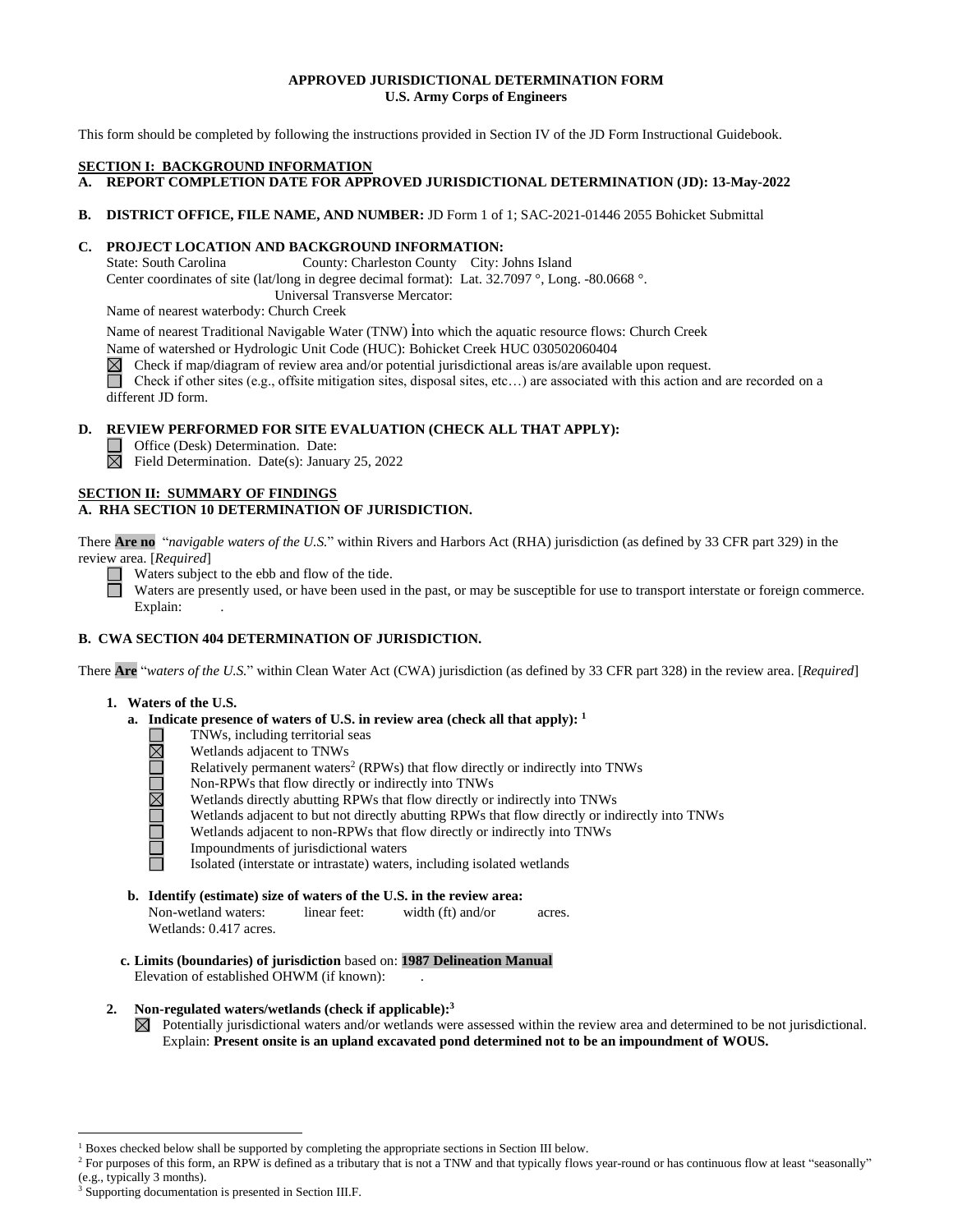**APPROVED JURISDICTIONAL DETERMINATION FORM**
**U.S. Army Corps of Engineers**

This form should be completed by following the instructions provided in Section IV of the JD Form Instructional Guidebook.

## SECTION I: BACKGROUND INFORMATION

**A. REPORT COMPLETION DATE FOR APPROVED JURISDICTIONAL DETERMINATION (JD): 13-May-2022**

**B. DISTRICT OFFICE, FILE NAME, AND NUMBER:** JD Form 1 of 1; SAC-2021-01446 2055 Bohicket Submittal

**C. PROJECT LOCATION AND BACKGROUND INFORMATION:**

State: South Carolina County: Charleston County City: Johns Island

Center coordinates of site (lat/long in degree decimal format): Lat. 32.7097 °, Long. -80.0668 °.

Universal Transverse Mercator:

Name of nearest waterbody: Church Creek

Name of nearest Traditional Navigable Water (TNW) into which the aquatic resource flows: Church Creek

Name of watershed or Hydrologic Unit Code (HUC): Bohicket Creek HUC 030502060404

☒ Check if map/diagram of review area and/or potential jurisdictional areas is/are available upon request.

☐ Check if other sites (e.g., offsite mitigation sites, disposal sites, etc…) are associated with this action and are recorded on a different JD form.

**D. REVIEW PERFORMED FOR SITE EVALUATION (CHECK ALL THAT APPLY):**

☐ Office (Desk) Determination. Date:

☒ Field Determination. Date(s): January 25, 2022

## SECTION II: SUMMARY OF FINDINGS

**A. RHA SECTION 10 DETERMINATION OF JURISDICTION.**

There **Are no** "*navigable waters of the U.S.*" within Rivers and Harbors Act (RHA) jurisdiction (as defined by 33 CFR part 329) in the review area. [*Required*]

☐ Waters subject to the ebb and flow of the tide.

☐ Waters are presently used, or have been used in the past, or may be susceptible for use to transport interstate or foreign commerce. Explain: .

**B. CWA SECTION 404 DETERMINATION OF JURISDICTION.**

There **Are** "*waters of the U.S.*" within Clean Water Act (CWA) jurisdiction (as defined by 33 CFR part 328) in the review area. [*Required*]

**1. Waters of the U.S.**

**a. Indicate presence of waters of U.S. in review area (check all that apply):** [1]

☐ TNWs, including territorial seas

☒ Wetlands adjacent to TNWs

☐ Relatively permanent waters[2] (RPWs) that flow directly or indirectly into TNWs

☐ Non-RPWs that flow directly or indirectly into TNWs

☒ Wetlands directly abutting RPWs that flow directly or indirectly into TNWs

☐ Wetlands adjacent to but not directly abutting RPWs that flow directly or indirectly into TNWs

☐ Wetlands adjacent to non-RPWs that flow directly or indirectly into TNWs

☐ Impoundments of jurisdictional waters

☐ Isolated (interstate or intrastate) waters, including isolated wetlands

**b. Identify (estimate) size of waters of the U.S. in the review area:**

Non-wetland waters: linear feet: width (ft) and/or acres.

Wetlands: 0.417 acres.

**c. Limits (boundaries) of jurisdiction** based on: **1987 Delineation Manual**

Elevation of established OHWM (if known): .

**2. Non-regulated waters/wetlands (check if applicable):**[3]

☒ Potentially jurisdictional waters and/or wetlands were assessed within the review area and determined to be not jurisdictional. Explain: **Present onsite is an upland excavated pond determined not to be an impoundment of WOUS.**

---

[1] Boxes checked below shall be supported by completing the appropriate sections in Section III below.

[2] For purposes of this form, an RPW is defined as a tributary that is not a TNW and that typically flows year-round or has continuous flow at least "seasonally" (e.g., typically 3 months).

[3] Supporting documentation is presented in Section III.F.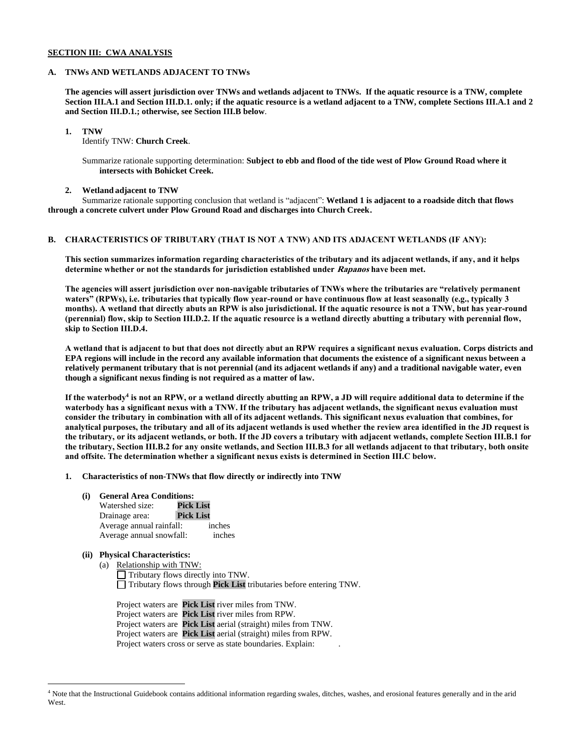**SECTION III: CWA ANALYSIS**

**A. TNWs AND WETLANDS ADJACENT TO TNWs**

**The agencies will assert jurisdiction over TNWs and wetlands adjacent to TNWs. If the aquatic resource is a TNW, complete Section III.A.1 and Section III.D.1. only; if the aquatic resource is a wetland adjacent to a TNW, complete Sections III.A.1 and 2 and Section III.D.1.; otherwise, see Section III.B below**.

**1. TNW**

Identify TNW: **Church Creek**.

Summarize rationale supporting determination: **Subject to ebb and flood of the tide west of Plow Ground Road where it intersects with Bohicket Creek.**

**2. Wetland adjacent to TNW**

Summarize rationale supporting conclusion that wetland is "adjacent": **Wetland 1 is adjacent to a roadside ditch that flows through a concrete culvert under Plow Ground Road and discharges into Church Creek.**

**B. CHARACTERISTICS OF TRIBUTARY (THAT IS NOT A TNW) AND ITS ADJACENT WETLANDS (IF ANY):**

**This section summarizes information regarding characteristics of the tributary and its adjacent wetlands, if any, and it helps determine whether or not the standards for jurisdiction established under *Rapanos* have been met.**

**The agencies will assert jurisdiction over non-navigable tributaries of TNWs where the tributaries are "relatively permanent waters" (RPWs), i.e. tributaries that typically flow year-round or have continuous flow at least seasonally (e.g., typically 3 months). A wetland that directly abuts an RPW is also jurisdictional. If the aquatic resource is not a TNW, but has year-round (perennial) flow, skip to Section III.D.2. If the aquatic resource is a wetland directly abutting a tributary with perennial flow, skip to Section III.D.4.**

**A wetland that is adjacent to but that does not directly abut an RPW requires a significant nexus evaluation. Corps districts and EPA regions will include in the record any available information that documents the existence of a significant nexus between a relatively permanent tributary that is not perennial (and its adjacent wetlands if any) and a traditional navigable water, even though a significant nexus finding is not required as a matter of law.**

**If the waterbody[4] is not an RPW, or a wetland directly abutting an RPW, a JD will require additional data to determine if the waterbody has a significant nexus with a TNW. If the tributary has adjacent wetlands, the significant nexus evaluation must consider the tributary in combination with all of its adjacent wetlands. This significant nexus evaluation that combines, for analytical purposes, the tributary and all of its adjacent wetlands is used whether the review area identified in the JD request is the tributary, or its adjacent wetlands, or both. If the JD covers a tributary with adjacent wetlands, complete Section III.B.1 for the tributary, Section III.B.2 for any onsite wetlands, and Section III.B.3 for all wetlands adjacent to that tributary, both onsite and offsite. The determination whether a significant nexus exists is determined in Section III.C below.**

**1. Characteristics of non-TNWs that flow directly or indirectly into TNW**

**(i) General Area Conditions:**

Watershed size: **Pick List**
Drainage area: **Pick List**
Average annual rainfall: inches
Average annual snowfall: inches

**(ii) Physical Characteristics:**

(a) Relationship with TNW:

☐ Tributary flows directly into TNW.
☐ Tributary flows through **Pick List** tributaries before entering TNW.

Project waters are **Pick List** river miles from TNW.
Project waters are **Pick List** river miles from RPW.
Project waters are **Pick List** aerial (straight) miles from TNW.
Project waters are **Pick List** aerial (straight) miles from RPW.
Project waters cross or serve as state boundaries. Explain: .

---

[4] Note that the Instructional Guidebook contains additional information regarding swales, ditches, washes, and erosional features generally and in the arid West.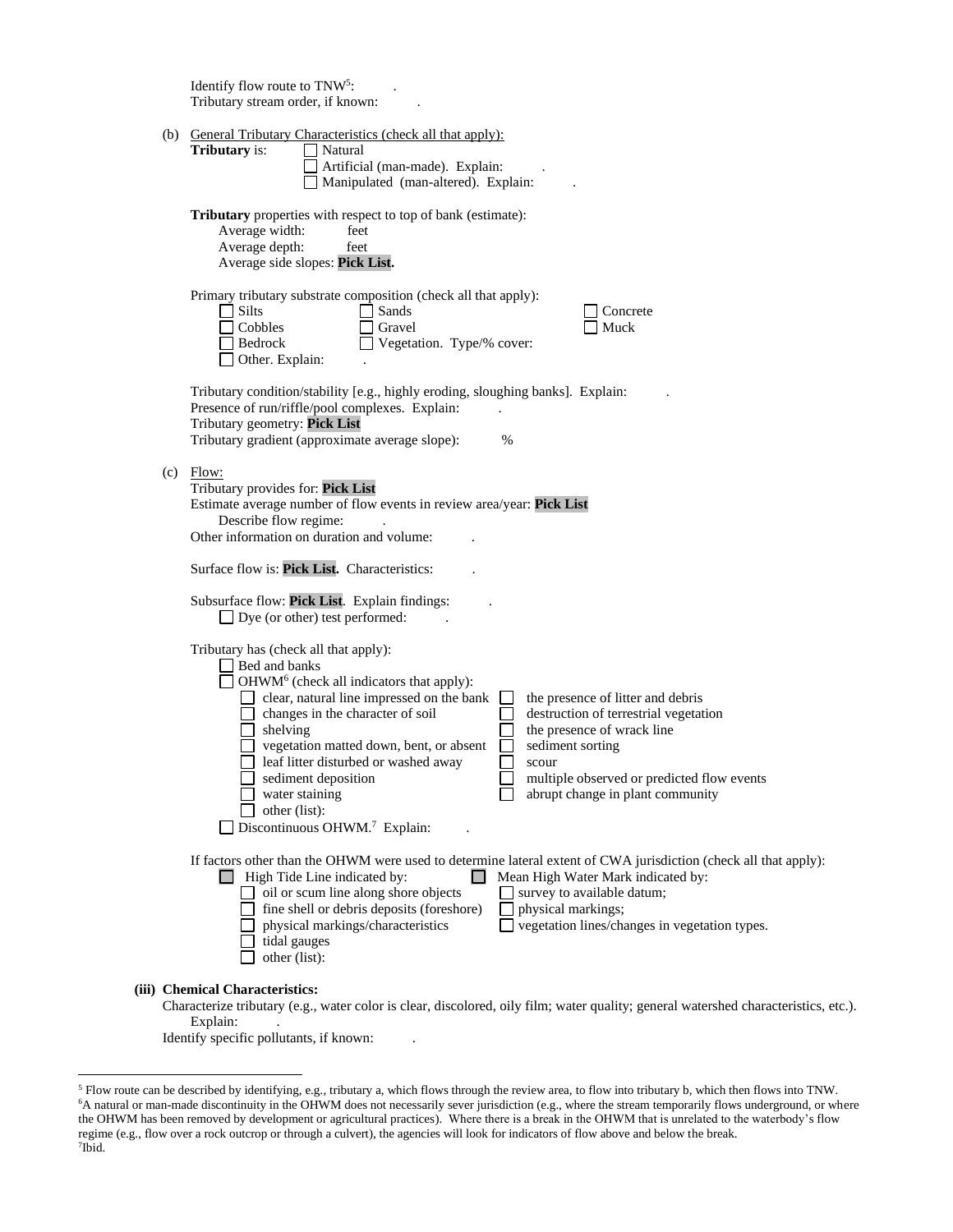Identify flow route to TNW[5]: .
Tributary stream order, if known: .

(b) General Tributary Characteristics (check all that apply):

**Tributary** is:
- ☐ Natural
- ☐ Artificial (man-made). Explain: .
- ☐ Manipulated (man-altered). Explain: .

**Tributary** properties with respect to top of bank (estimate):
- Average width: feet
- Average depth: feet
- Average side slopes: **Pick List.**

Primary tributary substrate composition (check all that apply):
- ☐ Silts
- ☐ Sands
- ☐ Concrete
- ☐ Cobbles
- ☐ Gravel
- ☐ Muck
- ☐ Bedrock
- ☐ Vegetation. Type/% cover:
- ☐ Other. Explain: .

Tributary condition/stability [e.g., highly eroding, sloughing banks]. Explain: .
Presence of run/riffle/pool complexes. Explain: .
Tributary geometry: **Pick List**
Tributary gradient (approximate average slope): %

(c) Flow:

Tributary provides for: **Pick List**
Estimate average number of flow events in review area/year: **Pick List**
Describe flow regime: .
Other information on duration and volume: .

Surface flow is: **Pick List.** Characteristics: .

Subsurface flow: **Pick List**. Explain findings: .
- ☐ Dye (or other) test performed: .

Tributary has (check all that apply):
- ☐ Bed and banks
- ☐ OHWM[6] (check all indicators that apply):
  - ☐ clear, natural line impressed on the bank
  - ☐ the presence of litter and debris
  - ☐ changes in the character of soil
  - ☐ destruction of terrestrial vegetation
  - ☐ shelving
  - ☐ the presence of wrack line
  - ☐ vegetation matted down, bent, or absent
  - ☐ sediment sorting
  - ☐ leaf litter disturbed or washed away
  - ☐ scour
  - ☐ sediment deposition
  - ☐ multiple observed or predicted flow events
  - ☐ water staining
  - ☐ abrupt change in plant community
  - ☐ other (list):
- ☐ Discontinuous OHWM.[7] Explain: .

If factors other than the OHWM were used to determine lateral extent of CWA jurisdiction (check all that apply):
- ☐ High Tide Line indicated by:
  - ☐ oil or scum line along shore objects
  - ☐ fine shell or debris deposits (foreshore)
  - ☐ physical markings/characteristics
  - ☐ tidal gauges
  - ☐ other (list):
- ☐ Mean High Water Mark indicated by:
  - ☐ survey to available datum;
  - ☐ physical markings;
  - ☐ vegetation lines/changes in vegetation types.

**(iii) Chemical Characteristics:**

Characterize tributary (e.g., water color is clear, discolored, oily film; water quality; general watershed characteristics, etc.).
Explain: .
Identify specific pollutants, if known: .

---

[5] Flow route can be described by identifying, e.g., tributary a, which flows through the review area, to flow into tributary b, which then flows into TNW.
[6] A natural or man-made discontinuity in the OHWM does not necessarily sever jurisdiction (e.g., where the stream temporarily flows underground, or where the OHWM has been removed by development or agricultural practices). Where there is a break in the OHWM that is unrelated to the waterbody's flow regime (e.g., flow over a rock outcrop or through a culvert), the agencies will look for indicators of flow above and below the break.
[7] Ibid.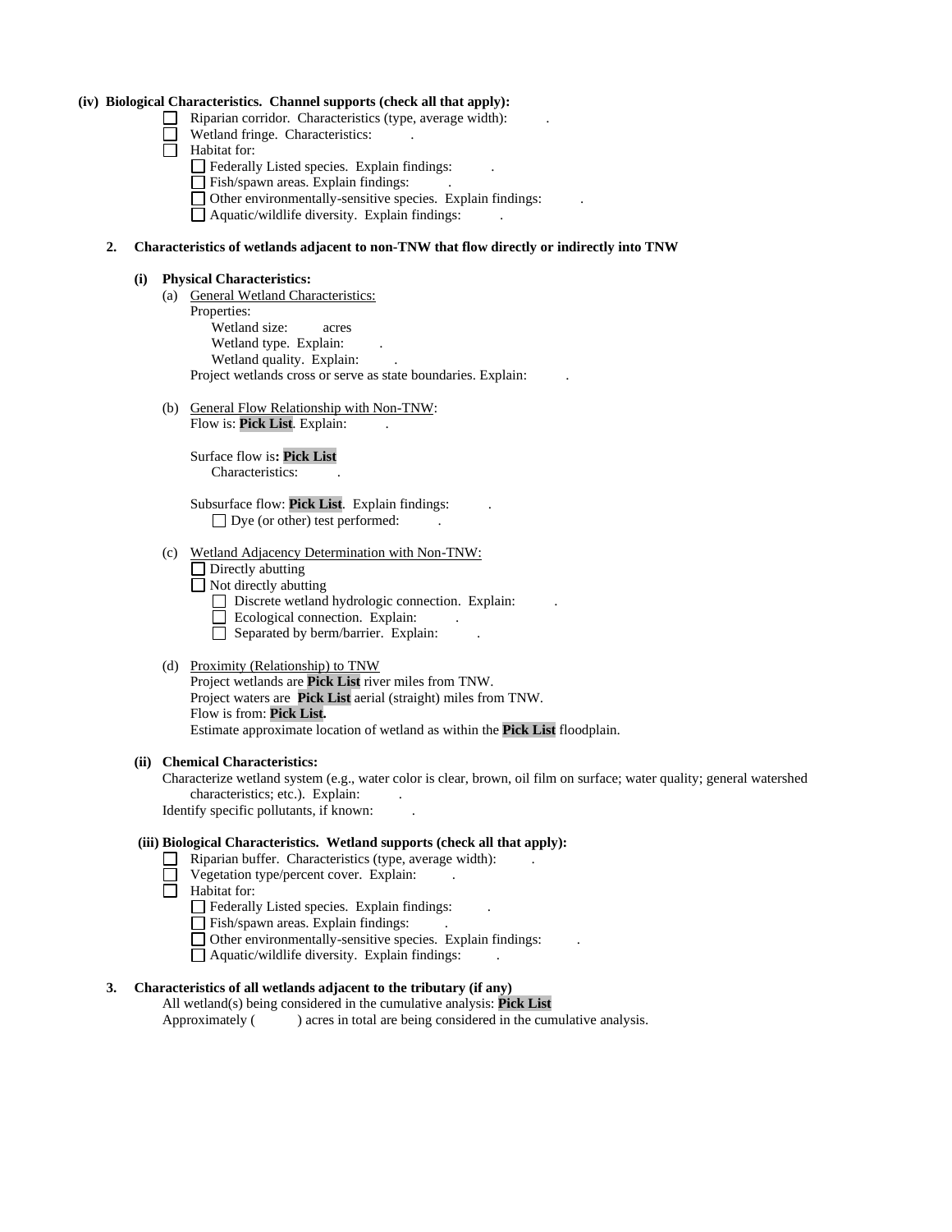**(iv) Biological Characteristics. Channel supports (check all that apply):**

- ☐ Riparian corridor. Characteristics (type, average width): .
- ☐ Wetland fringe. Characteristics: .
- ☐ Habitat for:
  - ☐ Federally Listed species. Explain findings: .
  - ☐ Fish/spawn areas. Explain findings: .
  - ☐ Other environmentally-sensitive species. Explain findings: .
  - ☐ Aquatic/wildlife diversity. Explain findings: .

**2. Characteristics of wetlands adjacent to non-TNW that flow directly or indirectly into TNW**

**(i) Physical Characteristics:**

(a) General Wetland Characteristics:

Properties:

Wetland size: acres

Wetland type. Explain: .

Wetland quality. Explain: .

Project wetlands cross or serve as state boundaries. Explain: .

(b) General Flow Relationship with Non-TNW:

Flow is: **Pick List**. Explain: .

Surface flow is**: Pick List**

Characteristics: .

Subsurface flow: **Pick List**. Explain findings: .

☐ Dye (or other) test performed: .

(c) Wetland Adjacency Determination with Non-TNW:

- ☐ Directly abutting
- ☐ Not directly abutting
  - ☐ Discrete wetland hydrologic connection. Explain: .
  - ☐ Ecological connection. Explain: .
  - ☐ Separated by berm/barrier. Explain: .

(d) Proximity (Relationship) to TNW

Project wetlands are **Pick List** river miles from TNW.

Project waters are **Pick List** aerial (straight) miles from TNW.

Flow is from: **Pick List.**

Estimate approximate location of wetland as within the **Pick List** floodplain.

**(ii) Chemical Characteristics:**

Characterize wetland system (e.g., water color is clear, brown, oil film on surface; water quality; general watershed characteristics; etc.). Explain: .

Identify specific pollutants, if known: .

**(iii) Biological Characteristics. Wetland supports (check all that apply):**

- ☐ Riparian buffer. Characteristics (type, average width): .
- ☐ Vegetation type/percent cover. Explain: .
- ☐ Habitat for:
  - ☐ Federally Listed species. Explain findings: .
  - ☐ Fish/spawn areas. Explain findings: .
  - ☐ Other environmentally-sensitive species. Explain findings: .
  - ☐ Aquatic/wildlife diversity. Explain findings: .

**3. Characteristics of all wetlands adjacent to the tributary (if any)**

All wetland(s) being considered in the cumulative analysis: **Pick List**

Approximately ( ) acres in total are being considered in the cumulative analysis.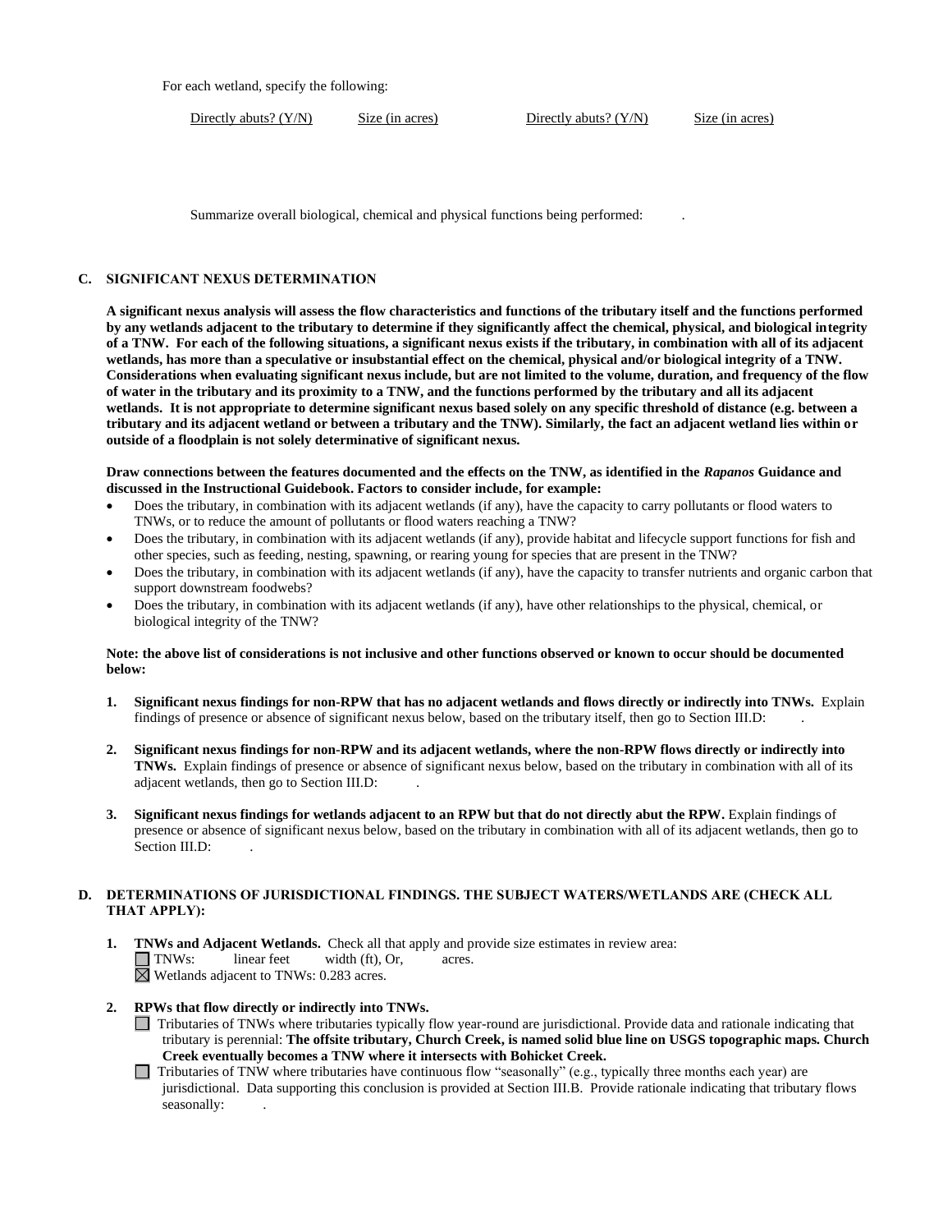For each wetland, specify the following:

| Directly abuts? (Y/N) | Size (in acres) | Directly abuts? (Y/N) | Size (in acres) |
|---|---|---|---|

Summarize overall biological, chemical and physical functions being performed: .

**C. SIGNIFICANT NEXUS DETERMINATION**

**A significant nexus analysis will assess the flow characteristics and functions of the tributary itself and the functions performed by any wetlands adjacent to the tributary to determine if they significantly affect the chemical, physical, and biological integrity of a TNW. For each of the following situations, a significant nexus exists if the tributary, in combination with all of its adjacent wetlands, has more than a speculative or insubstantial effect on the chemical, physical and/or biological integrity of a TNW. Considerations when evaluating significant nexus include, but are not limited to the volume, duration, and frequency of the flow of water in the tributary and its proximity to a TNW, and the functions performed by the tributary and all its adjacent wetlands. It is not appropriate to determine significant nexus based solely on any specific threshold of distance (e.g. between a tributary and its adjacent wetland or between a tributary and the TNW). Similarly, the fact an adjacent wetland lies within or outside of a floodplain is not solely determinative of significant nexus.**

**Draw connections between the features documented and the effects on the TNW, as identified in the *Rapanos* Guidance and discussed in the Instructional Guidebook. Factors to consider include, for example:**

- Does the tributary, in combination with its adjacent wetlands (if any), have the capacity to carry pollutants or flood waters to TNWs, or to reduce the amount of pollutants or flood waters reaching a TNW?
- Does the tributary, in combination with its adjacent wetlands (if any), provide habitat and lifecycle support functions for fish and other species, such as feeding, nesting, spawning, or rearing young for species that are present in the TNW?
- Does the tributary, in combination with its adjacent wetlands (if any), have the capacity to transfer nutrients and organic carbon that support downstream foodwebs?
- Does the tributary, in combination with its adjacent wetlands (if any), have other relationships to the physical, chemical, or biological integrity of the TNW?

**Note: the above list of considerations is not inclusive and other functions observed or known to occur should be documented below:**

1. **Significant nexus findings for non-RPW that has no adjacent wetlands and flows directly or indirectly into TNWs.** Explain findings of presence or absence of significant nexus below, based on the tributary itself, then go to Section III.D: .

2. **Significant nexus findings for non-RPW and its adjacent wetlands, where the non-RPW flows directly or indirectly into TNWs.** Explain findings of presence or absence of significant nexus below, based on the tributary in combination with all of its adjacent wetlands, then go to Section III.D: .

3. **Significant nexus findings for wetlands adjacent to an RPW but that do not directly abut the RPW.** Explain findings of presence or absence of significant nexus below, based on the tributary in combination with all of its adjacent wetlands, then go to Section III.D: .

**D. DETERMINATIONS OF JURISDICTIONAL FINDINGS. THE SUBJECT WATERS/WETLANDS ARE (CHECK ALL THAT APPLY):**

1. **TNWs and Adjacent Wetlands.** Check all that apply and provide size estimates in review area:
   - ☐ TNWs: linear feet width (ft), Or, acres.
   - ☒ Wetlands adjacent to TNWs: 0.283 acres.

2. **RPWs that flow directly or indirectly into TNWs.**
   - ☐ Tributaries of TNWs where tributaries typically flow year-round are jurisdictional. Provide data and rationale indicating that tributary is perennial: **The offsite tributary, Church Creek, is named solid blue line on USGS topographic maps. Church Creek eventually becomes a TNW where it intersects with Bohicket Creek.**
   - ☐ Tributaries of TNW where tributaries have continuous flow "seasonally" (e.g., typically three months each year) are jurisdictional. Data supporting this conclusion is provided at Section III.B. Provide rationale indicating that tributary flows seasonally: .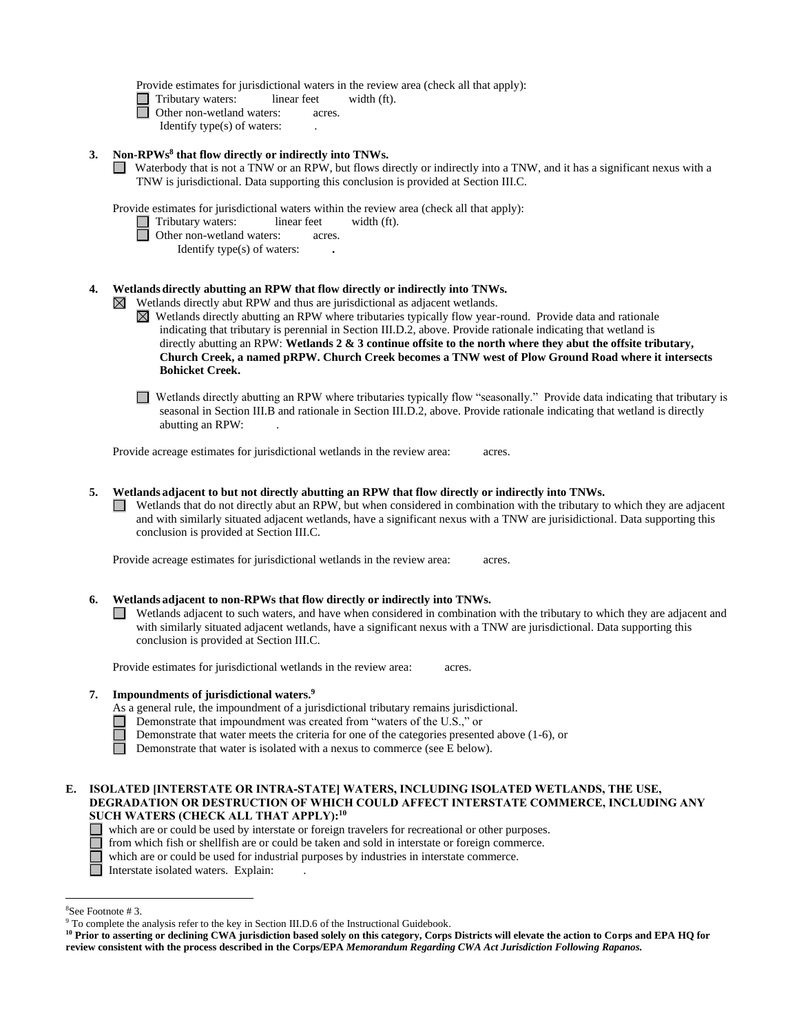Provide estimates for jurisdictional waters in the review area (check all that apply):

- ☐ Tributary waters: linear feet width (ft).
- ☐ Other non-wetland waters: acres.
  - Identify type(s) of waters: .

**3. Non-RPWs[8] that flow directly or indirectly into TNWs.**

☐ Waterbody that is not a TNW or an RPW, but flows directly or indirectly into a TNW, and it has a significant nexus with a TNW is jurisdictional. Data supporting this conclusion is provided at Section III.C.

Provide estimates for jurisdictional waters within the review area (check all that apply):

- ☐ Tributary waters: linear feet width (ft).
- ☐ Other non-wetland waters: acres.
  - Identify type(s) of waters: **.**

**4. Wetlands directly abutting an RPW that flow directly or indirectly into TNWs.**

☒ Wetlands directly abut RPW and thus are jurisdictional as adjacent wetlands.

☒ Wetlands directly abutting an RPW where tributaries typically flow year-round. Provide data and rationale indicating that tributary is perennial in Section III.D.2, above. Provide rationale indicating that wetland is directly abutting an RPW: **Wetlands 2 & 3 continue offsite to the north where they abut the offsite tributary, Church Creek, a named pRPW. Church Creek becomes a TNW west of Plow Ground Road where it intersects Bohicket Creek.**

☐ Wetlands directly abutting an RPW where tributaries typically flow "seasonally." Provide data indicating that tributary is seasonal in Section III.B and rationale in Section III.D.2, above. Provide rationale indicating that wetland is directly abutting an RPW: .

Provide acreage estimates for jurisdictional wetlands in the review area: acres.

**5. Wetlands adjacent to but not directly abutting an RPW that flow directly or indirectly into TNWs.**

☐ Wetlands that do not directly abut an RPW, but when considered in combination with the tributary to which they are adjacent and with similarly situated adjacent wetlands, have a significant nexus with a TNW are jurisidictional. Data supporting this conclusion is provided at Section III.C.

Provide acreage estimates for jurisdictional wetlands in the review area: acres.

**6. Wetlands adjacent to non-RPWs that flow directly or indirectly into TNWs.**

☐ Wetlands adjacent to such waters, and have when considered in combination with the tributary to which they are adjacent and with similarly situated adjacent wetlands, have a significant nexus with a TNW are jurisdictional. Data supporting this conclusion is provided at Section III.C.

Provide estimates for jurisdictional wetlands in the review area: acres.

**7. Impoundments of jurisdictional waters.[9]**

As a general rule, the impoundment of a jurisdictional tributary remains jurisdictional.

- ☐ Demonstrate that impoundment was created from "waters of the U.S.," or
- ☐ Demonstrate that water meets the criteria for one of the categories presented above (1-6), or
- ☐ Demonstrate that water is isolated with a nexus to commerce (see E below).

**E. ISOLATED [INTERSTATE OR INTRA-STATE] WATERS, INCLUDING ISOLATED WETLANDS, THE USE, DEGRADATION OR DESTRUCTION OF WHICH COULD AFFECT INTERSTATE COMMERCE, INCLUDING ANY SUCH WATERS (CHECK ALL THAT APPLY):[10]**

- ☐ which are or could be used by interstate or foreign travelers for recreational or other purposes.
- ☐ from which fish or shellfish are or could be taken and sold in interstate or foreign commerce.
- ☐ which are or could be used for industrial purposes by industries in interstate commerce.
- ☐ Interstate isolated waters. Explain: .

---

[8] See Footnote # 3.

[9] To complete the analysis refer to the key in Section III.D.6 of the Instructional Guidebook.

**[10] Prior to asserting or declining CWA jurisdiction based solely on this category, Corps Districts will elevate the action to Corps and EPA HQ for review consistent with the process described in the Corps/EPA *Memorandum Regarding CWA Act Jurisdiction Following Rapanos.***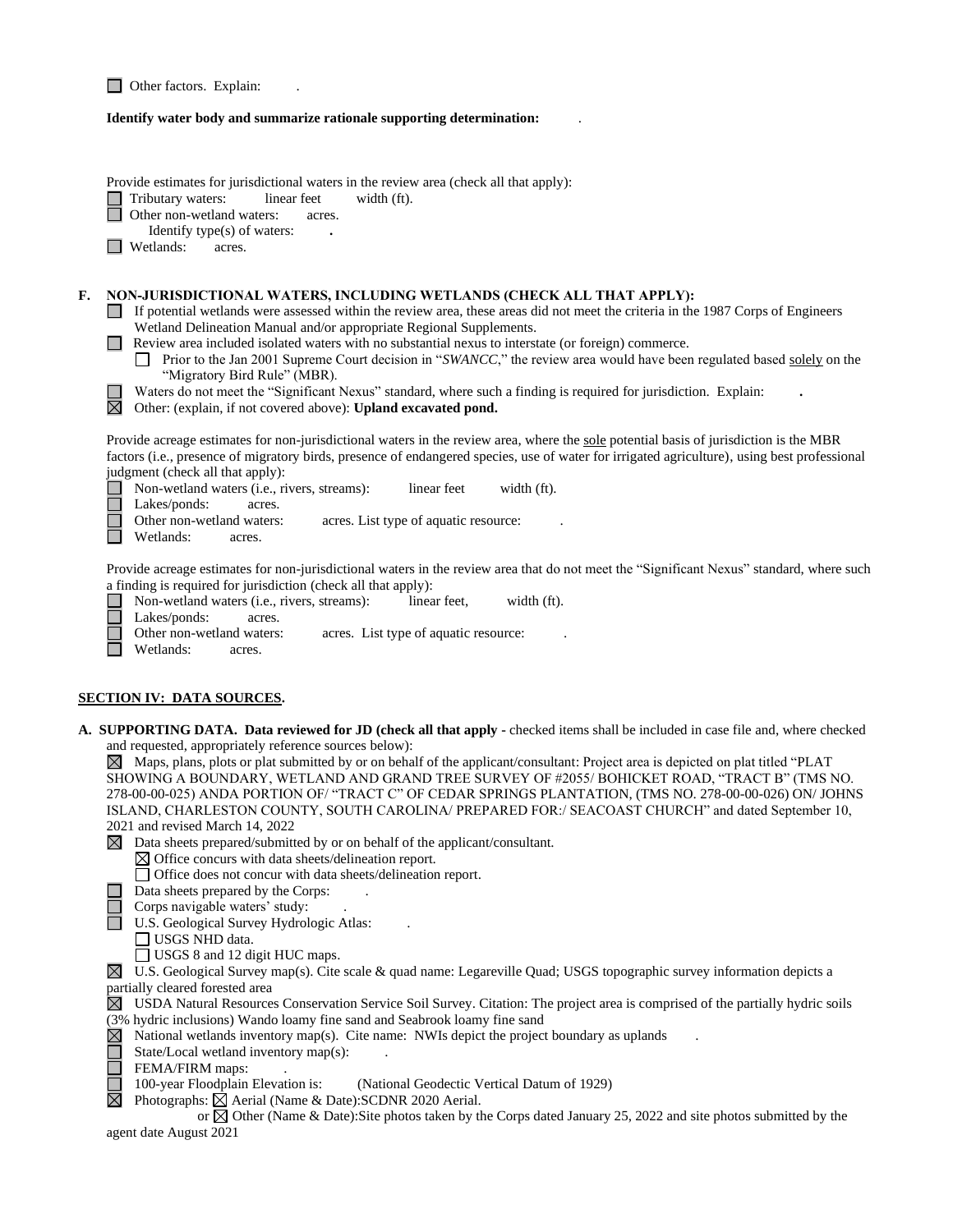☐ Other factors. Explain: .

**Identify water body and summarize rationale supporting determination:** .

Provide estimates for jurisdictional waters in the review area (check all that apply):

☐ Tributary waters: linear feet width (ft).
☐ Other non-wetland waters: acres.
  Identify type(s) of waters: **.**
☐ Wetlands: acres.

**F. NON-JURISDICTIONAL WATERS, INCLUDING WETLANDS (CHECK ALL THAT APPLY):**

☐ If potential wetlands were assessed within the review area, these areas did not meet the criteria in the 1987 Corps of Engineers Wetland Delineation Manual and/or appropriate Regional Supplements.
☐ Review area included isolated waters with no substantial nexus to interstate (or foreign) commerce.
  ☐ Prior to the Jan 2001 Supreme Court decision in "*SWANCC*," the review area would have been regulated based solely on the "Migratory Bird Rule" (MBR).
☐ Waters do not meet the "Significant Nexus" standard, where such a finding is required for jurisdiction. Explain: **.**
☒ Other: (explain, if not covered above): **Upland excavated pond.**

Provide acreage estimates for non-jurisdictional waters in the review area, where the sole potential basis of jurisdiction is the MBR factors (i.e., presence of migratory birds, presence of endangered species, use of water for irrigated agriculture), using best professional judgment (check all that apply):

☐ Non-wetland waters (i.e., rivers, streams): linear feet width (ft).
☐ Lakes/ponds: acres.
☐ Other non-wetland waters: acres. List type of aquatic resource: .
☐ Wetlands: acres.

Provide acreage estimates for non-jurisdictional waters in the review area that do not meet the "Significant Nexus" standard, where such a finding is required for jurisdiction (check all that apply):

☐ Non-wetland waters (i.e., rivers, streams): linear feet, width (ft).
☐ Lakes/ponds: acres.
☐ Other non-wetland waters: acres. List type of aquatic resource: .
☐ Wetlands: acres.

## SECTION IV: DATA SOURCES.

**A. SUPPORTING DATA. Data reviewed for JD (check all that apply -** checked items shall be included in case file and, where checked and requested, appropriately reference sources below):

☒ Maps, plans, plots or plat submitted by or on behalf of the applicant/consultant: Project area is depicted on plat titled "PLAT SHOWING A BOUNDARY, WETLAND AND GRAND TREE SURVEY OF #2055/ BOHICKET ROAD, "TRACT B" (TMS NO. 278-00-00-025) ANDA PORTION OF/ "TRACT C" OF CEDAR SPRINGS PLANTATION, (TMS NO. 278-00-00-026) ON/ JOHNS ISLAND, CHARLESTON COUNTY, SOUTH CAROLINA/ PREPARED FOR:/ SEACOAST CHURCH" and dated September 10, 2021 and revised March 14, 2022
☒ Data sheets prepared/submitted by or on behalf of the applicant/consultant.
  ☒ Office concurs with data sheets/delineation report.
  ☐ Office does not concur with data sheets/delineation report.
☐ Data sheets prepared by the Corps: .
☐ Corps navigable waters' study: .
☐ U.S. Geological Survey Hydrologic Atlas: .
  ☐ USGS NHD data.
  ☐ USGS 8 and 12 digit HUC maps.
☒ U.S. Geological Survey map(s). Cite scale & quad name: Legareville Quad; USGS topographic survey information depicts a partially cleared forested area
☒ USDA Natural Resources Conservation Service Soil Survey. Citation: The project area is comprised of the partially hydric soils (3% hydric inclusions) Wando loamy fine sand and Seabrook loamy fine sand
☒ National wetlands inventory map(s). Cite name: NWIs depict the project boundary as uplands .
☐ State/Local wetland inventory map(s): .
☐ FEMA/FIRM maps: .
☐ 100-year Floodplain Elevation is: (National Geodectic Vertical Datum of 1929)
☒ Photographs: ☒ Aerial (Name & Date):SCDNR 2020 Aerial.
  or ☒ Other (Name & Date):Site photos taken by the Corps dated January 25, 2022 and site photos submitted by the agent date August 2021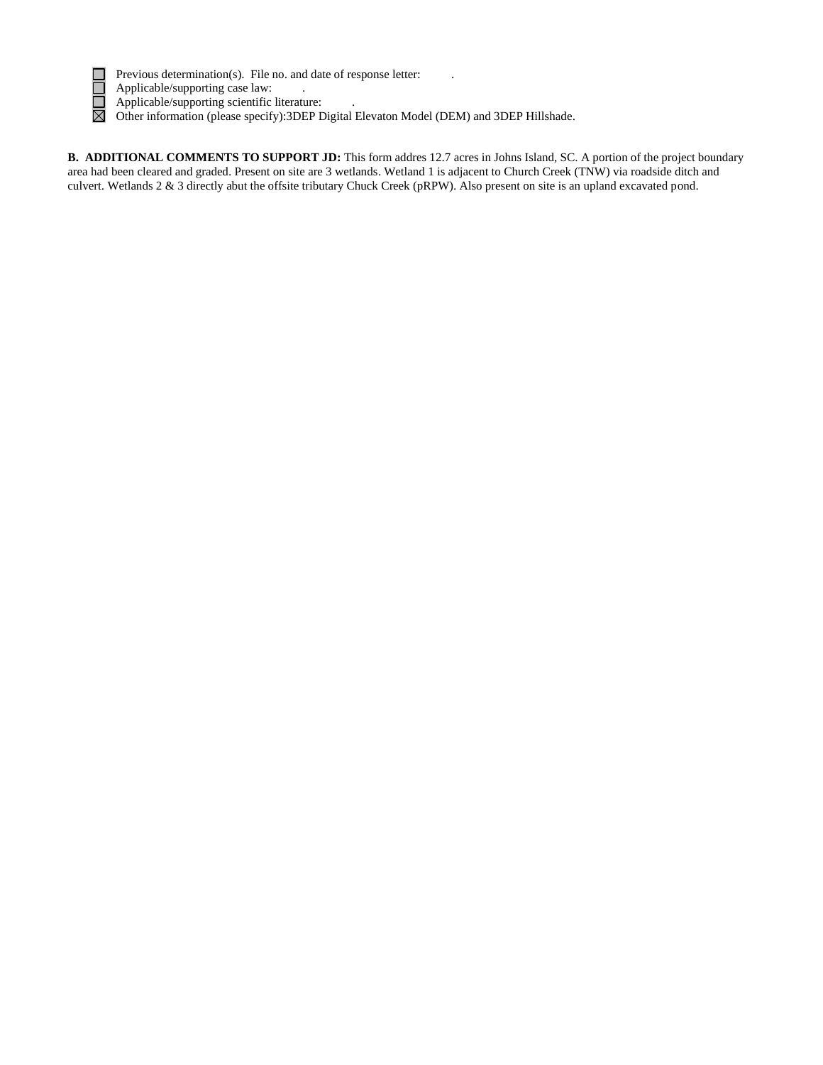- ☐ Previous determination(s). File no. and date of response letter: .
- ☐ Applicable/supporting case law: .
- ☐ Applicable/supporting scientific literature: .
- ☒ Other information (please specify):3DEP Digital Elevaton Model (DEM) and 3DEP Hillshade.

**B. ADDITIONAL COMMENTS TO SUPPORT JD:** This form addres 12.7 acres in Johns Island, SC. A portion of the project boundary area had been cleared and graded. Present on site are 3 wetlands. Wetland 1 is adjacent to Church Creek (TNW) via roadside ditch and culvert. Wetlands 2 & 3 directly abut the offsite tributary Chuck Creek (pRPW). Also present on site is an upland excavated pond.